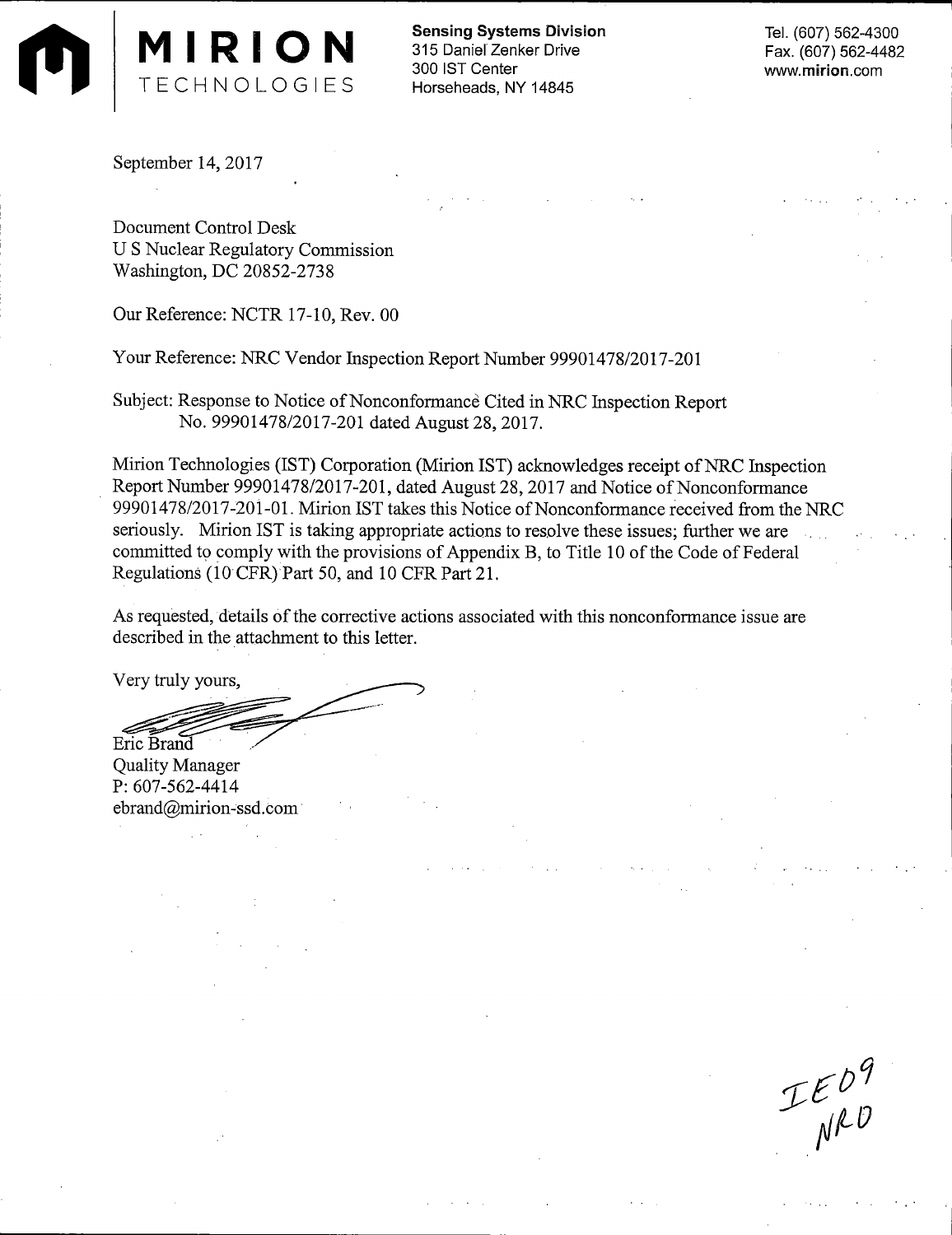**MIRION**
TECHNOLOGIES

**Sensing Systems Division**
315 Daniel Zenker Drive
300 IST Center
Horseheads, NY 14845

Tel. (607) 562-4300
Fax. (607) 562-4482
www.mirion.com

September 14, 2017

Document Control Desk
U S Nuclear Regulatory Commission
Washington, DC 20852-2738

Our Reference: NCTR 17-10, Rev. 00

Your Reference: NRC Vendor Inspection Report Number 99901478/2017-201

Subject: Response to Notice of Nonconformance Cited in NRC Inspection Report No. 99901478/2017-201 dated August 28, 2017.

Mirion Technologies (IST) Corporation (Mirion IST) acknowledges receipt of NRC Inspection Report Number 99901478/2017-201, dated August 28, 2017 and Notice of Nonconformance 99901478/2017-201-01. Mirion IST takes this Notice of Nonconformance received from the NRC seriously. Mirion IST is taking appropriate actions to resolve these issues; further we are committed to comply with the provisions of Appendix B, to Title 10 of the Code of Federal Regulations (10 CFR) Part 50, and 10 CFR Part 21.

As requested, details of the corrective actions associated with this nonconformance issue are described in the attachment to this letter.

Very truly yours,

Eric Brand
Quality Manager
P: 607-562-4414
ebrand@mirion-ssd.com

IE09
NRO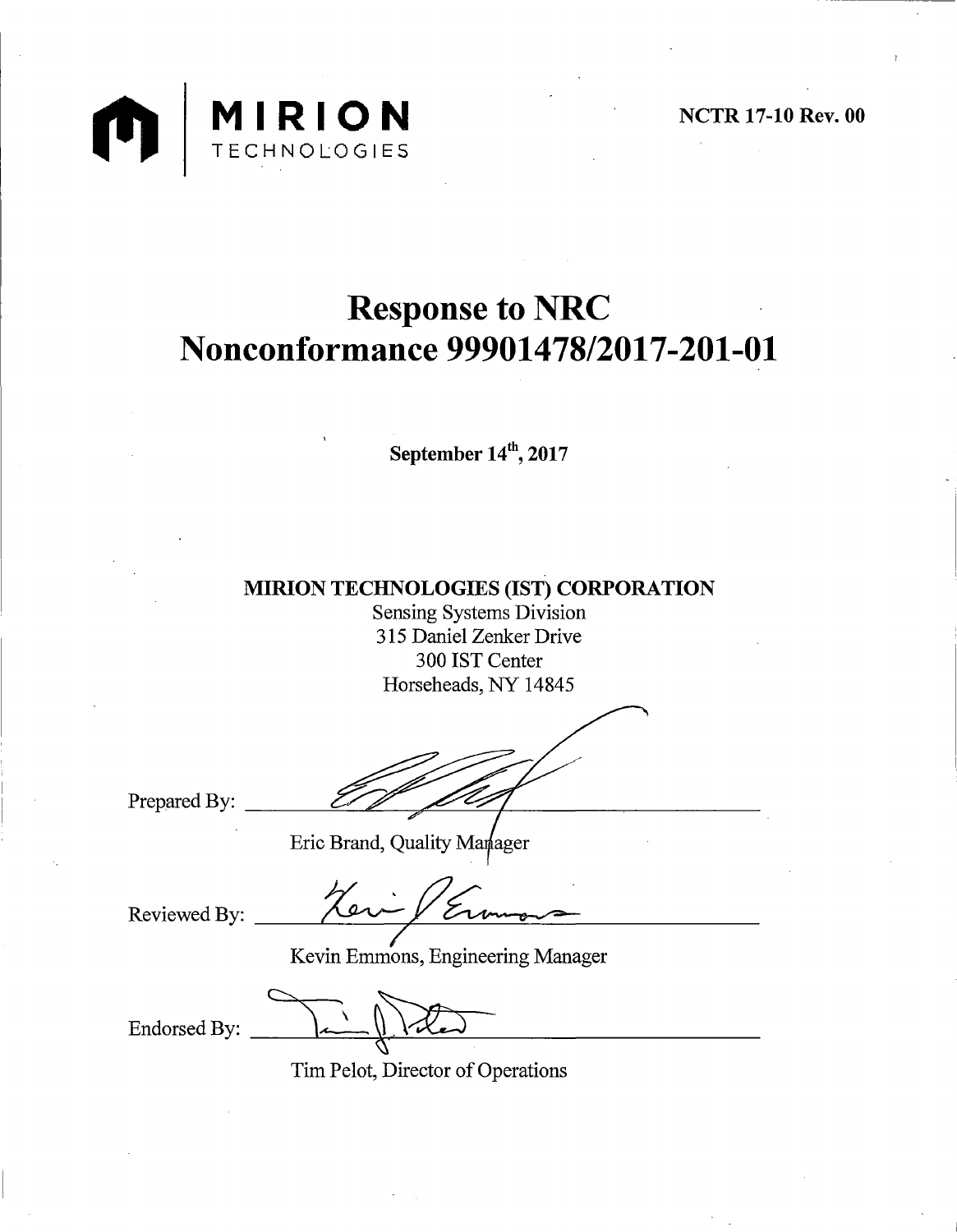MIRION TECHNOLOGIES

NCTR 17-10 Rev. 00

# Response to NRC Nonconformance 99901478/2017-201-01

**September 14th, 2017**

**MIRION TECHNOLOGIES (IST) CORPORATION**

Sensing Systems Division
315 Daniel Zenker Drive
300 IST Center
Horseheads, NY 14845

Prepared By: ______________________

Eric Brand, Quality Manager

Reviewed By: ______________________

Kevin Emmons, Engineering Manager

Endorsed By: ______________________

Tim Pelot, Director of Operations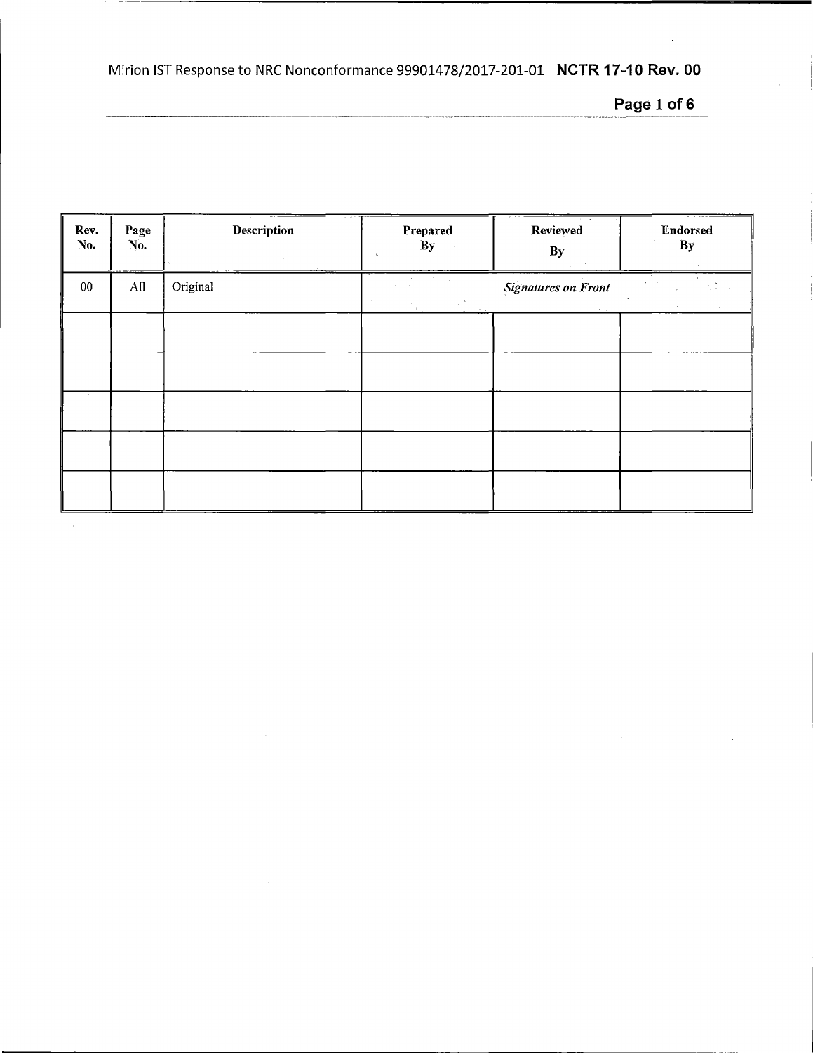| Rev. No. | Page No. | Description | Prepared By | Reviewed By | Endorsed By |
|---|---|---|---|---|---|
| 00 | All | Original | | *Signatures on Front* | |
| | | | | | |
| | | | | | |
| | | | | | |
| | | | | | |
| | | | | | |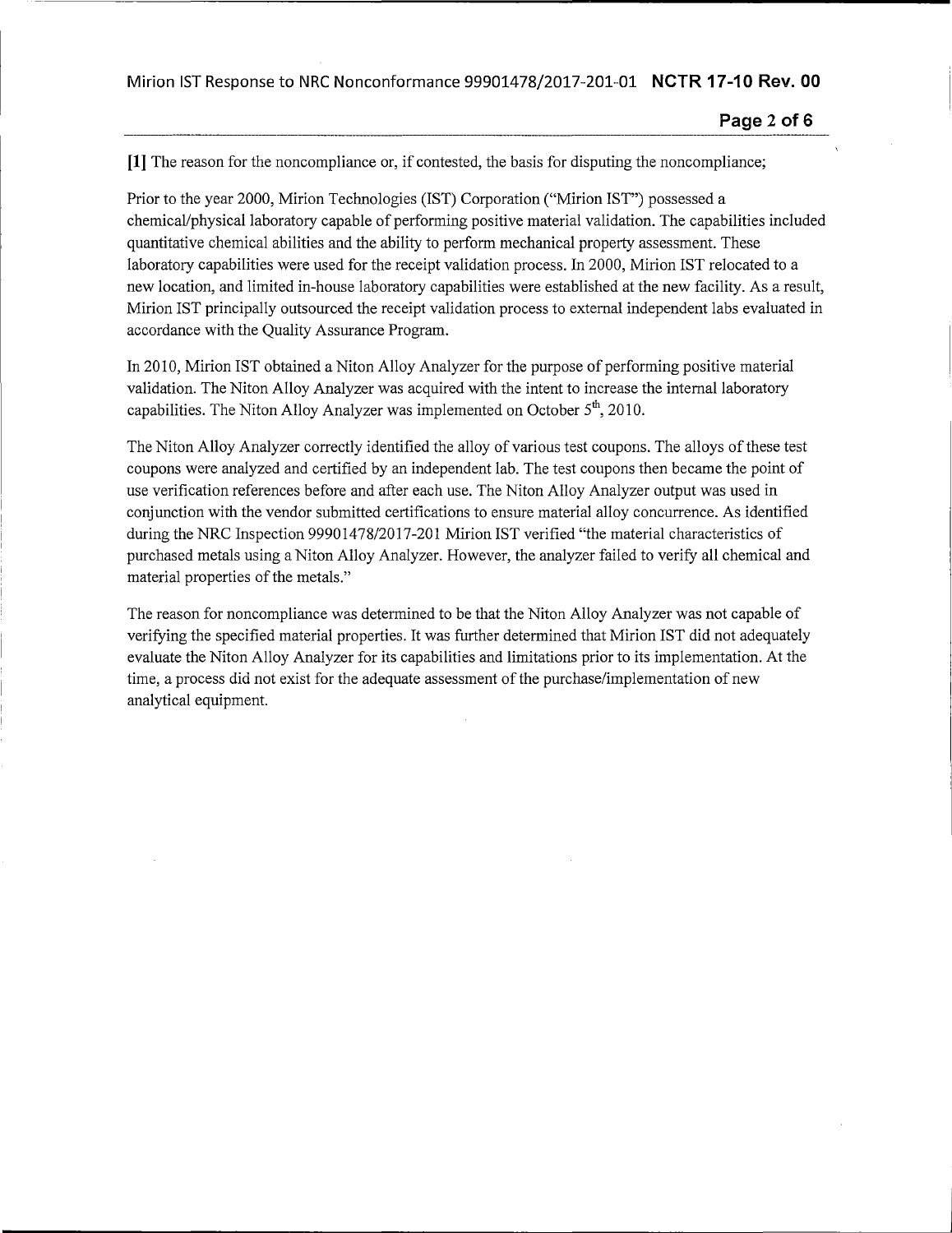**[1]** The reason for the noncompliance or, if contested, the basis for disputing the noncompliance;

Prior to the year 2000, Mirion Technologies (IST) Corporation ("Mirion IST") possessed a chemical/physical laboratory capable of performing positive material validation. The capabilities included quantitative chemical abilities and the ability to perform mechanical property assessment. These laboratory capabilities were used for the receipt validation process. In 2000, Mirion IST relocated to a new location, and limited in-house laboratory capabilities were established at the new facility. As a result, Mirion IST principally outsourced the receipt validation process to external independent labs evaluated in accordance with the Quality Assurance Program.

In 2010, Mirion IST obtained a Niton Alloy Analyzer for the purpose of performing positive material validation. The Niton Alloy Analyzer was acquired with the intent to increase the internal laboratory capabilities. The Niton Alloy Analyzer was implemented on October 5th, 2010.

The Niton Alloy Analyzer correctly identified the alloy of various test coupons. The alloys of these test coupons were analyzed and certified by an independent lab. The test coupons then became the point of use verification references before and after each use. The Niton Alloy Analyzer output was used in conjunction with the vendor submitted certifications to ensure material alloy concurrence. As identified during the NRC Inspection 99901478/2017-201 Mirion IST verified "the material characteristics of purchased metals using a Niton Alloy Analyzer. However, the analyzer failed to verify all chemical and material properties of the metals."

The reason for noncompliance was determined to be that the Niton Alloy Analyzer was not capable of verifying the specified material properties. It was further determined that Mirion IST did not adequately evaluate the Niton Alloy Analyzer for its capabilities and limitations prior to its implementation. At the time, a process did not exist for the adequate assessment of the purchase/implementation of new analytical equipment.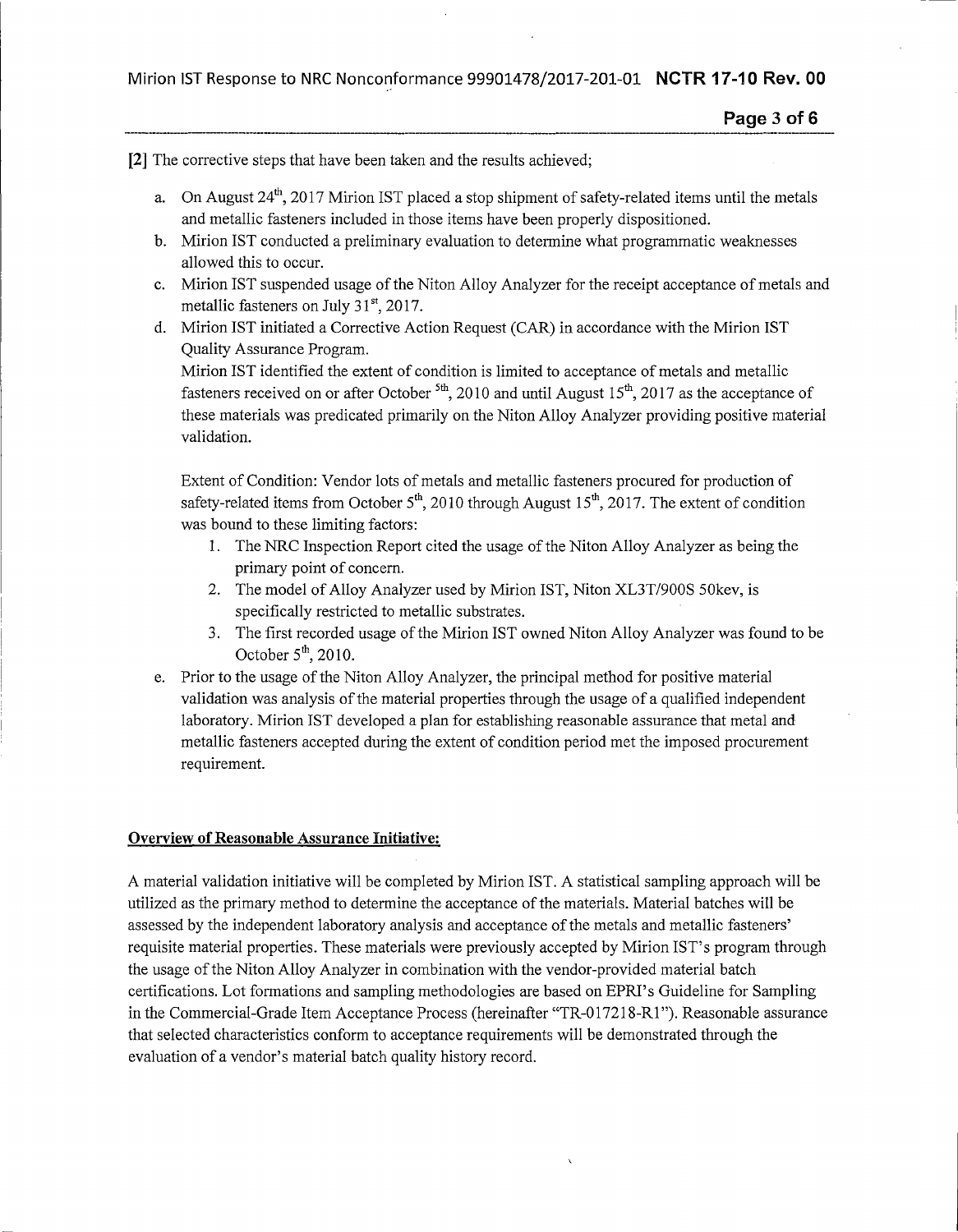[2] The corrective steps that have been taken and the results achieved;

a. On August 24th, 2017 Mirion IST placed a stop shipment of safety-related items until the metals and metallic fasteners included in those items have been properly dispositioned.
b. Mirion IST conducted a preliminary evaluation to determine what programmatic weaknesses allowed this to occur.
c. Mirion IST suspended usage of the Niton Alloy Analyzer for the receipt acceptance of metals and metallic fasteners on July 31st, 2017.
d. Mirion IST initiated a Corrective Action Request (CAR) in accordance with the Mirion IST Quality Assurance Program.
   Mirion IST identified the extent of condition is limited to acceptance of metals and metallic fasteners received on or after October 5th, 2010 and until August 15th, 2017 as the acceptance of these materials was predicated primarily on the Niton Alloy Analyzer providing positive material validation.

   Extent of Condition: Vendor lots of metals and metallic fasteners procured for production of safety-related items from October 5th, 2010 through August 15th, 2017. The extent of condition was bound to these limiting factors:
   1. The NRC Inspection Report cited the usage of the Niton Alloy Analyzer as being the primary point of concern.
   2. The model of Alloy Analyzer used by Mirion IST, Niton XL3T/900S 50kev, is specifically restricted to metallic substrates.
   3. The first recorded usage of the Mirion IST owned Niton Alloy Analyzer was found to be October 5th, 2010.
e. Prior to the usage of the Niton Alloy Analyzer, the principal method for positive material validation was analysis of the material properties through the usage of a qualified independent laboratory. Mirion IST developed a plan for establishing reasonable assurance that metal and metallic fasteners accepted during the extent of condition period met the imposed procurement requirement.

**Overview of Reasonable Assurance Initiative:**

A material validation initiative will be completed by Mirion IST. A statistical sampling approach will be utilized as the primary method to determine the acceptance of the materials. Material batches will be assessed by the independent laboratory analysis and acceptance of the metals and metallic fasteners' requisite material properties. These materials were previously accepted by Mirion IST's program through the usage of the Niton Alloy Analyzer in combination with the vendor-provided material batch certifications. Lot formations and sampling methodologies are based on EPRI's Guideline for Sampling in the Commercial-Grade Item Acceptance Process (hereinafter "TR-017218-R1"). Reasonable assurance that selected characteristics conform to acceptance requirements will be demonstrated through the evaluation of a vendor's material batch quality history record.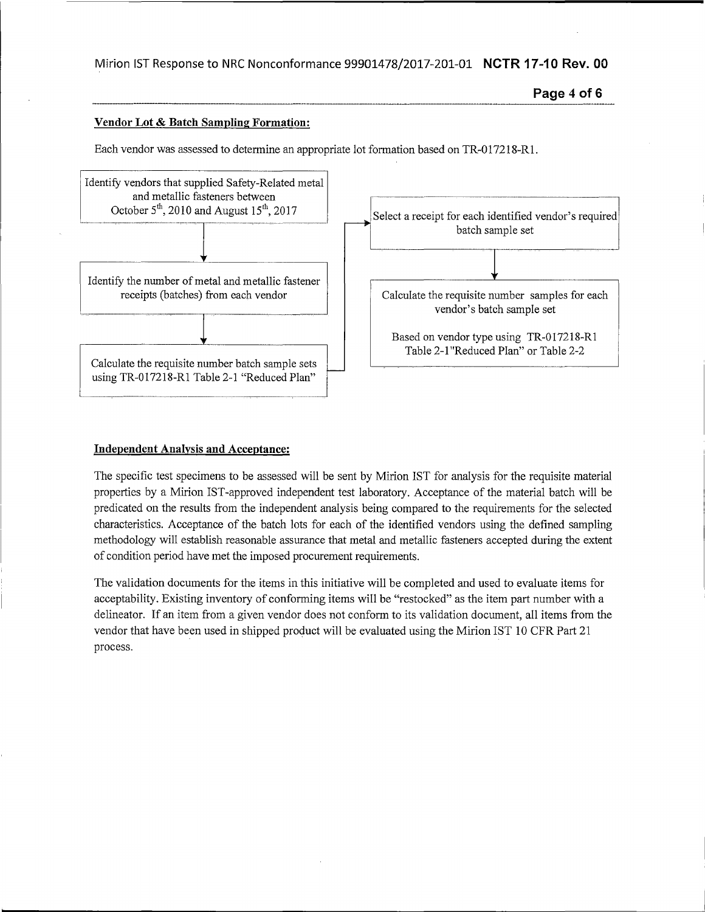**Vendor Lot & Batch Sampling Formation:**

Each vendor was assessed to determine an appropriate lot formation based on TR-017218-R1.

Identify vendors that supplied Safety-Related metal and metallic fasteners between October 5th, 2010 and August 15th, 2017

↓

Identify the number of metal and metallic fastener receipts (batches) from each vendor

↓

Calculate the requisite number batch sample sets using TR-017218-R1 Table 2-1 "Reduced Plan"

→

Select a receipt for each identified vendor's required batch sample set

↓

Calculate the requisite number samples for each vendor's batch sample set

Based on vendor type using TR-017218-R1 Table 2-1"Reduced Plan" or Table 2-2

**Independent Analysis and Acceptance:**

The specific test specimens to be assessed will be sent by Mirion IST for analysis for the requisite material properties by a Mirion IST-approved independent test laboratory. Acceptance of the material batch will be predicated on the results from the independent analysis being compared to the requirements for the selected characteristics. Acceptance of the batch lots for each of the identified vendors using the defined sampling methodology will establish reasonable assurance that metal and metallic fasteners accepted during the extent of condition period have met the imposed procurement requirements.

The validation documents for the items in this initiative will be completed and used to evaluate items for acceptability. Existing inventory of conforming items will be "restocked" as the item part number with a delineator. If an item from a given vendor does not conform to its validation document, all items from the vendor that have been used in shipped product will be evaluated using the Mirion IST 10 CFR Part 21 process.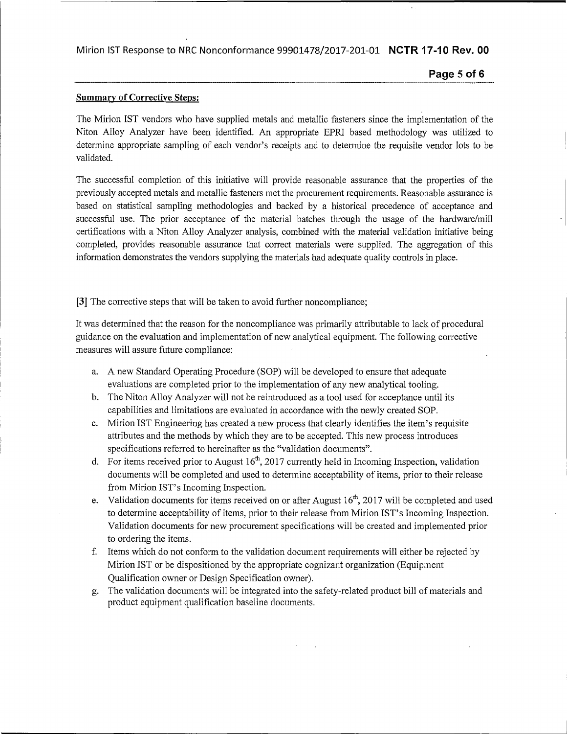**Summary of Corrective Steps:**

The Mirion IST vendors who have supplied metals and metallic fasteners since the implementation of the Niton Alloy Analyzer have been identified. An appropriate EPRI based methodology was utilized to determine appropriate sampling of each vendor's receipts and to determine the requisite vendor lots to be validated.

The successful completion of this initiative will provide reasonable assurance that the properties of the previously accepted metals and metallic fasteners met the procurement requirements. Reasonable assurance is based on statistical sampling methodologies and backed by a historical precedence of acceptance and successful use. The prior acceptance of the material batches through the usage of the hardware/mill certifications with a Niton Alloy Analyzer analysis, combined with the material validation initiative being completed, provides reasonable assurance that correct materials were supplied. The aggregation of this information demonstrates the vendors supplying the materials had adequate quality controls in place.

**[3]** The corrective steps that will be taken to avoid further noncompliance;

It was determined that the reason for the noncompliance was primarily attributable to lack of procedural guidance on the evaluation and implementation of new analytical equipment. The following corrective measures will assure future compliance:

a. A new Standard Operating Procedure (SOP) will be developed to ensure that adequate evaluations are completed prior to the implementation of any new analytical tooling.
b. The Niton Alloy Analyzer will not be reintroduced as a tool used for acceptance until its capabilities and limitations are evaluated in accordance with the newly created SOP.
c. Mirion IST Engineering has created a new process that clearly identifies the item's requisite attributes and the methods by which they are to be accepted. This new process introduces specifications referred to hereinafter as the "validation documents".
d. For items received prior to August 16th, 2017 currently held in Incoming Inspection, validation documents will be completed and used to determine acceptability of items, prior to their release from Mirion IST's Incoming Inspection.
e. Validation documents for items received on or after August 16th, 2017 will be completed and used to determine acceptability of items, prior to their release from Mirion IST's Incoming Inspection. Validation documents for new procurement specifications will be created and implemented prior to ordering the items.
f. Items which do not conform to the validation document requirements will either be rejected by Mirion IST or be dispositioned by the appropriate cognizant organization (Equipment Qualification owner or Design Specification owner).
g. The validation documents will be integrated into the safety-related product bill of materials and product equipment qualification baseline documents.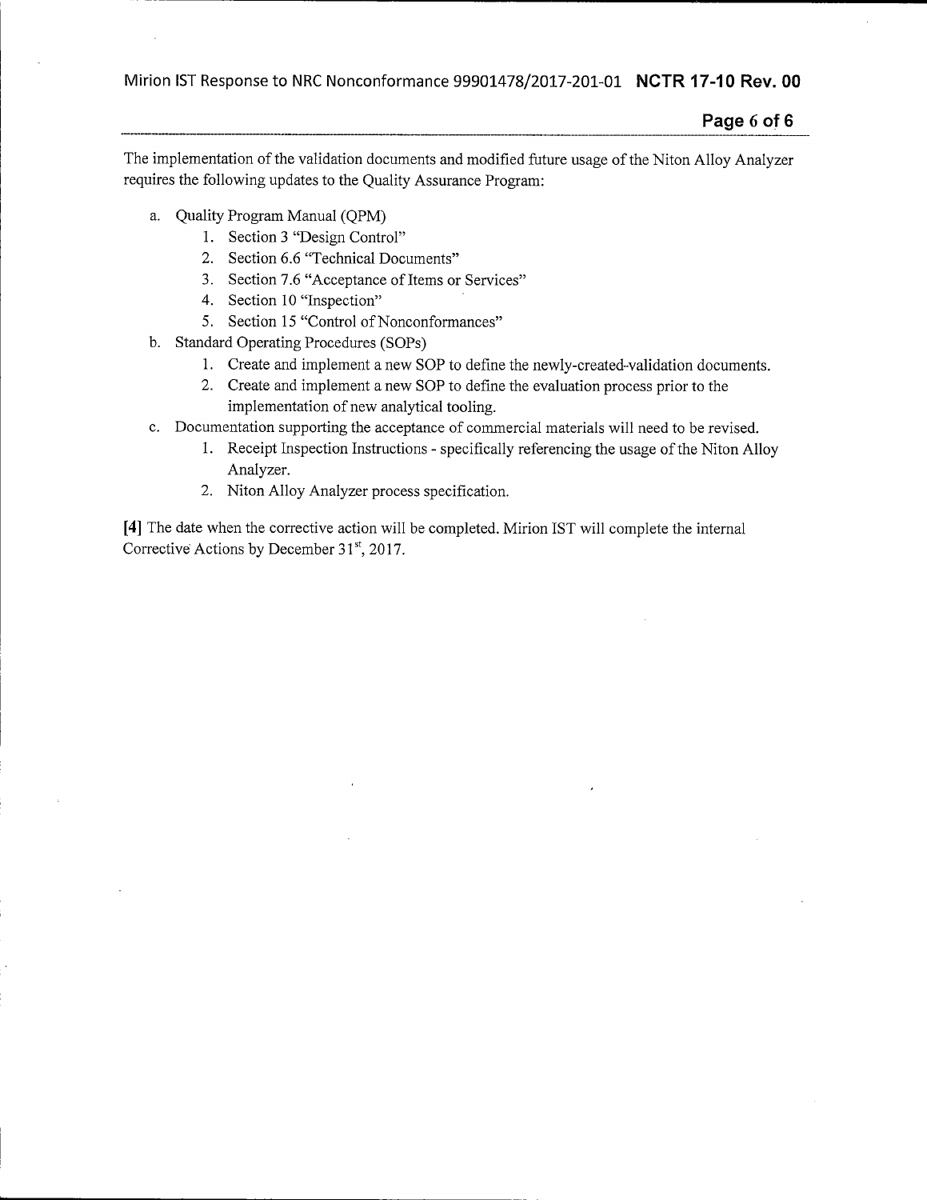The implementation of the validation documents and modified future usage of the Niton Alloy Analyzer requires the following updates to the Quality Assurance Program:

a. Quality Program Manual (QPM)
    1. Section 3 "Design Control"
    2. Section 6.6 "Technical Documents"
    3. Section 7.6 "Acceptance of Items or Services"
    4. Section 10 "Inspection"
    5. Section 15 "Control of Nonconformances"
b. Standard Operating Procedures (SOPs)
    1. Create and implement a new SOP to define the newly-created-validation documents.
    2. Create and implement a new SOP to define the evaluation process prior to the implementation of new analytical tooling.
c. Documentation supporting the acceptance of commercial materials will need to be revised.
    1. Receipt Inspection Instructions - specifically referencing the usage of the Niton Alloy Analyzer.
    2. Niton Alloy Analyzer process specification.

**[4]** The date when the corrective action will be completed. Mirion IST will complete the internal Corrective Actions by December 31st, 2017.